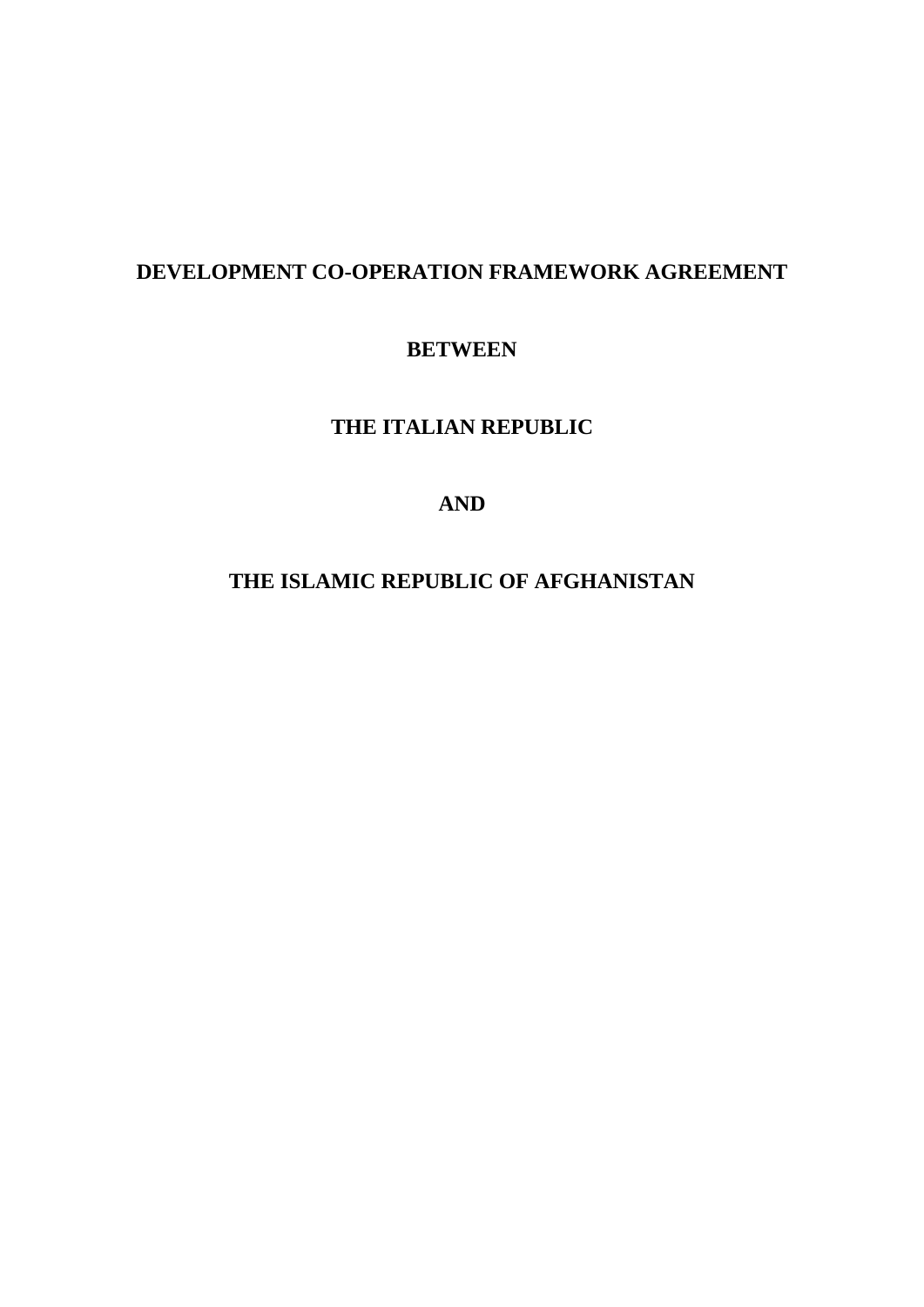# DEVELOPMENT CO-OPERATION FRAMEWORK AGREEMENT

**BETWEEN**

**THE ITALIAN REPUBLIC**

**AND**

**THE ISLAMIC REPUBLIC OF AFGHANISTAN**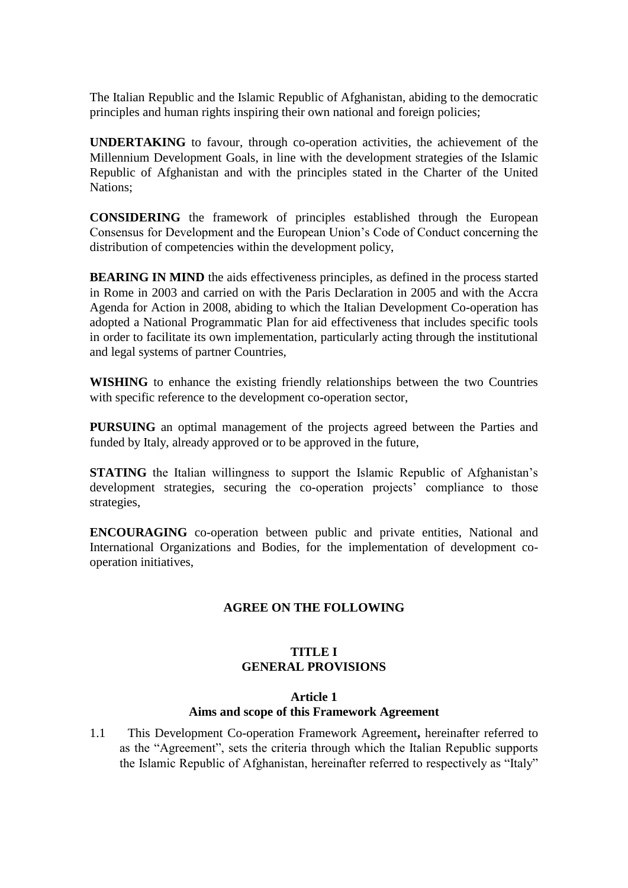The Italian Republic and the Islamic Republic of Afghanistan, abiding to the democratic principles and human rights inspiring their own national and foreign policies;

**UNDERTAKING** to favour, through co-operation activities, the achievement of the Millennium Development Goals, in line with the development strategies of the Islamic Republic of Afghanistan and with the principles stated in the Charter of the United Nations;

**CONSIDERING** the framework of principles established through the European Consensus for Development and the European Union's Code of Conduct concerning the distribution of competencies within the development policy,

**BEARING IN MIND** the aids effectiveness principles, as defined in the process started in Rome in 2003 and carried on with the Paris Declaration in 2005 and with the Accra Agenda for Action in 2008, abiding to which the Italian Development Co-operation has adopted a National Programmatic Plan for aid effectiveness that includes specific tools in order to facilitate its own implementation, particularly acting through the institutional and legal systems of partner Countries,

**WISHING** to enhance the existing friendly relationships between the two Countries with specific reference to the development co-operation sector,

**PURSUING** an optimal management of the projects agreed between the Parties and funded by Italy, already approved or to be approved in the future,

**STATING** the Italian willingness to support the Islamic Republic of Afghanistan's development strategies, securing the co-operation projects' compliance to those strategies,

**ENCOURAGING** co-operation between public and private entities, National and International Organizations and Bodies, for the implementation of development co-operation initiatives,

**AGREE ON THE FOLLOWING**

## TITLE I
## GENERAL PROVISIONS

### Article 1
### Aims and scope of this Framework Agreement

1.1 This Development Co-operation Framework Agreement**,** hereinafter referred to as the "Agreement", sets the criteria through which the Italian Republic supports the Islamic Republic of Afghanistan, hereinafter referred to respectively as "Italy"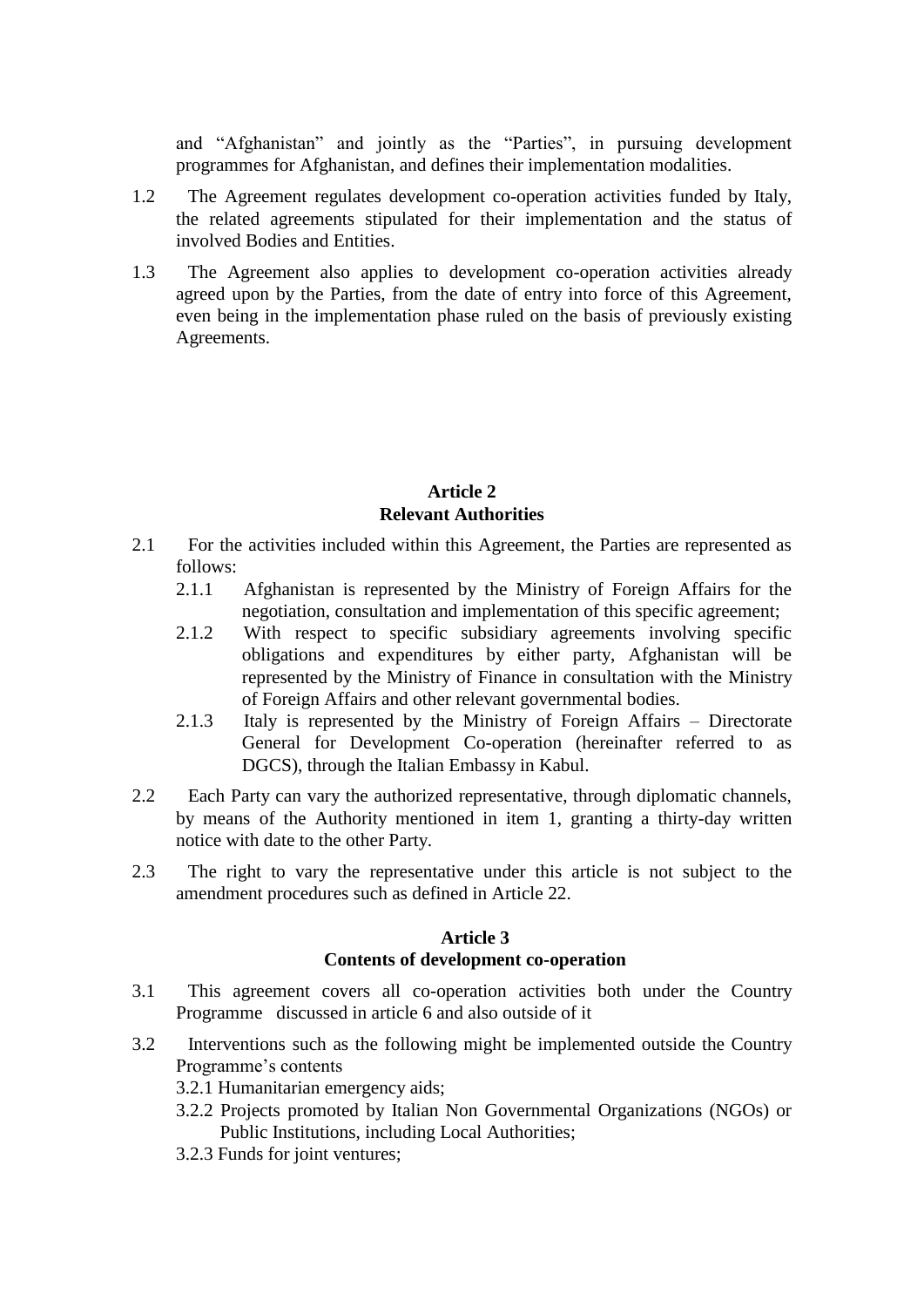and “Afghanistan” and jointly as the “Parties”, in pursuing development programmes for Afghanistan, and defines their implementation modalities.

1.2 The Agreement regulates development co-operation activities funded by Italy, the related agreements stipulated for their implementation and the status of involved Bodies and Entities.

1.3 The Agreement also applies to development co-operation activities already agreed upon by the Parties, from the date of entry into force of this Agreement, even being in the implementation phase ruled on the basis of previously existing Agreements.

**Article 2**
**Relevant Authorities**

2.1 For the activities included within this Agreement, the Parties are represented as follows:

- 2.1.1 Afghanistan is represented by the Ministry of Foreign Affairs for the negotiation, consultation and implementation of this specific agreement;
- 2.1.2 With respect to specific subsidiary agreements involving specific obligations and expenditures by either party, Afghanistan will be represented by the Ministry of Finance in consultation with the Ministry of Foreign Affairs and other relevant governmental bodies.
- 2.1.3 Italy is represented by the Ministry of Foreign Affairs – Directorate General for Development Co-operation (hereinafter referred to as DGCS), through the Italian Embassy in Kabul.

2.2 Each Party can vary the authorized representative, through diplomatic channels, by means of the Authority mentioned in item 1, granting a thirty-day written notice with date to the other Party.

2.3 The right to vary the representative under this article is not subject to the amendment procedures such as defined in Article 22.

**Article 3**
**Contents of development co-operation**

3.1 This agreement covers all co-operation activities both under the Country Programme discussed in article 6 and also outside of it

3.2 Interventions such as the following might be implemented outside the Country Programme’s contents

- 3.2.1 Humanitarian emergency aids;
- 3.2.2 Projects promoted by Italian Non Governmental Organizations (NGOs) or Public Institutions, including Local Authorities;
- 3.2.3 Funds for joint ventures;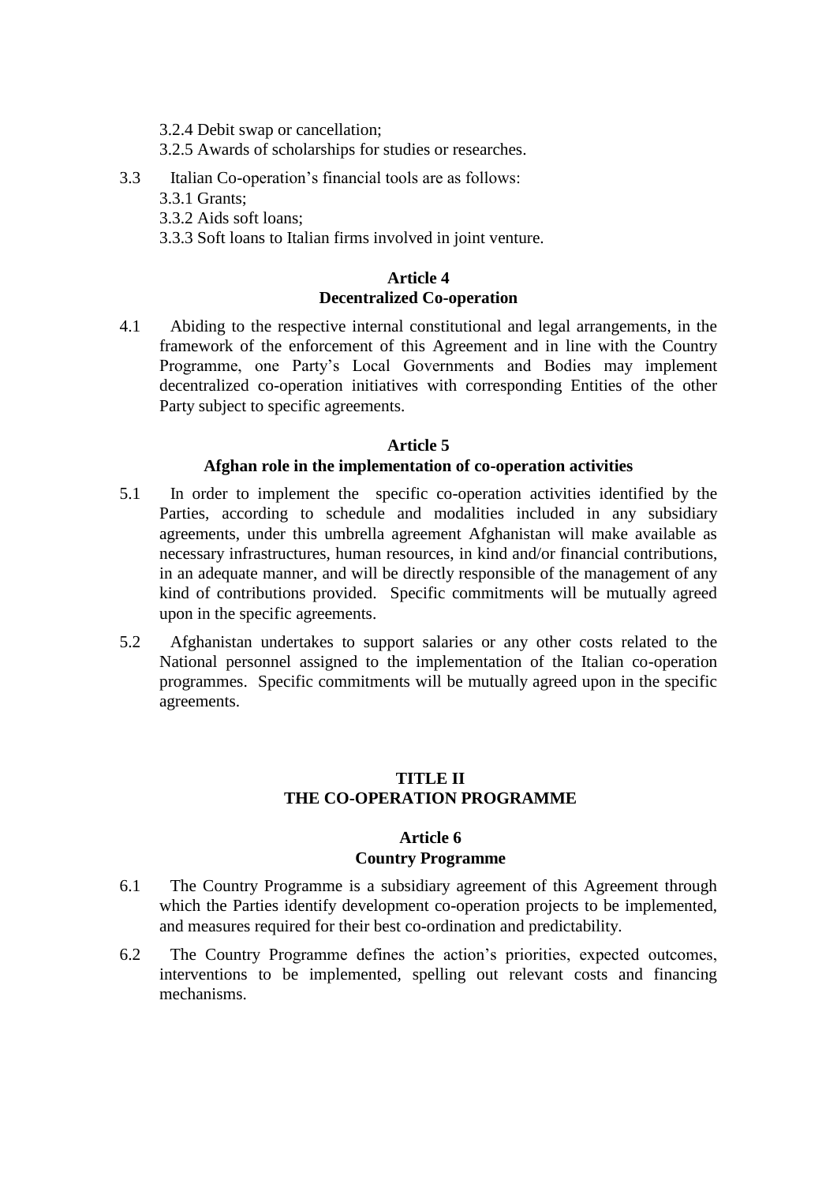3.2.4 Debit swap or cancellation;
3.2.5 Awards of scholarships for studies or researches.

3.3 Italian Co-operation's financial tools are as follows:
3.3.1 Grants;
3.3.2 Aids soft loans;
3.3.3 Soft loans to Italian firms involved in joint venture.

**Article 4**
**Decentralized Co-operation**

4.1 Abiding to the respective internal constitutional and legal arrangements, in the framework of the enforcement of this Agreement and in line with the Country Programme, one Party's Local Governments and Bodies may implement decentralized co-operation initiatives with corresponding Entities of the other Party subject to specific agreements.

**Article 5**
**Afghan role in the implementation of co-operation activities**

5.1 In order to implement the specific co-operation activities identified by the Parties, according to schedule and modalities included in any subsidiary agreements, under this umbrella agreement Afghanistan will make available as necessary infrastructures, human resources, in kind and/or financial contributions, in an adequate manner, and will be directly responsible of the management of any kind of contributions provided. Specific commitments will be mutually agreed upon in the specific agreements.

5.2 Afghanistan undertakes to support salaries or any other costs related to the National personnel assigned to the implementation of the Italian co-operation programmes. Specific commitments will be mutually agreed upon in the specific agreements.

## TITLE II
## THE CO-OPERATION PROGRAMME

**Article 6**
**Country Programme**

6.1 The Country Programme is a subsidiary agreement of this Agreement through which the Parties identify development co-operation projects to be implemented, and measures required for their best co-ordination and predictability.

6.2 The Country Programme defines the action's priorities, expected outcomes, interventions to be implemented, spelling out relevant costs and financing mechanisms.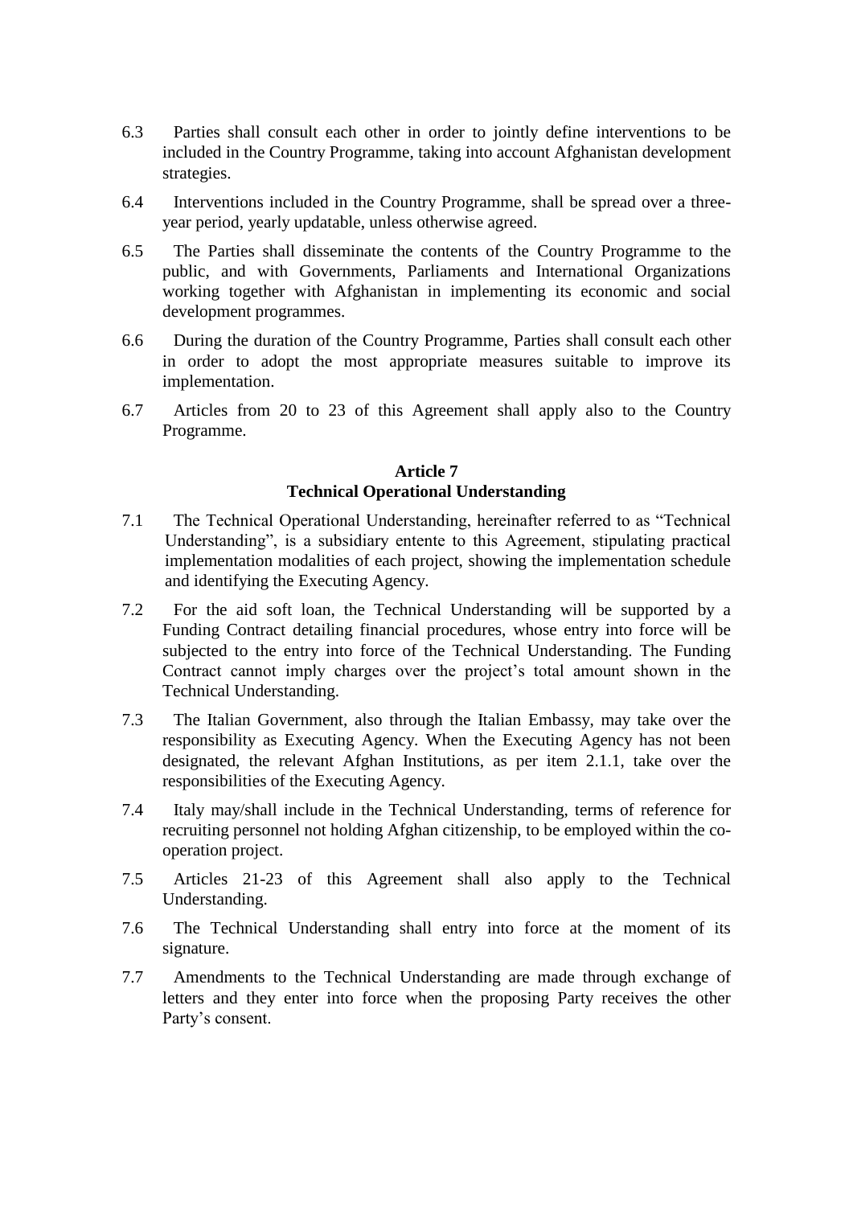6.3 Parties shall consult each other in order to jointly define interventions to be included in the Country Programme, taking into account Afghanistan development strategies.

6.4 Interventions included in the Country Programme, shall be spread over a three-year period, yearly updatable, unless otherwise agreed.

6.5 The Parties shall disseminate the contents of the Country Programme to the public, and with Governments, Parliaments and International Organizations working together with Afghanistan in implementing its economic and social development programmes.

6.6 During the duration of the Country Programme, Parties shall consult each other in order to adopt the most appropriate measures suitable to improve its implementation.

6.7 Articles from 20 to 23 of this Agreement shall apply also to the Country Programme.

**Article 7**
**Technical Operational Understanding**

7.1 The Technical Operational Understanding, hereinafter referred to as "Technical Understanding", is a subsidiary entente to this Agreement, stipulating practical implementation modalities of each project, showing the implementation schedule and identifying the Executing Agency.

7.2 For the aid soft loan, the Technical Understanding will be supported by a Funding Contract detailing financial procedures, whose entry into force will be subjected to the entry into force of the Technical Understanding. The Funding Contract cannot imply charges over the project's total amount shown in the Technical Understanding.

7.3 The Italian Government, also through the Italian Embassy, may take over the responsibility as Executing Agency. When the Executing Agency has not been designated, the relevant Afghan Institutions, as per item 2.1.1, take over the responsibilities of the Executing Agency.

7.4 Italy may/shall include in the Technical Understanding, terms of reference for recruiting personnel not holding Afghan citizenship, to be employed within the co-operation project.

7.5 Articles 21-23 of this Agreement shall also apply to the Technical Understanding.

7.6 The Technical Understanding shall entry into force at the moment of its signature.

7.7 Amendments to the Technical Understanding are made through exchange of letters and they enter into force when the proposing Party receives the other Party's consent.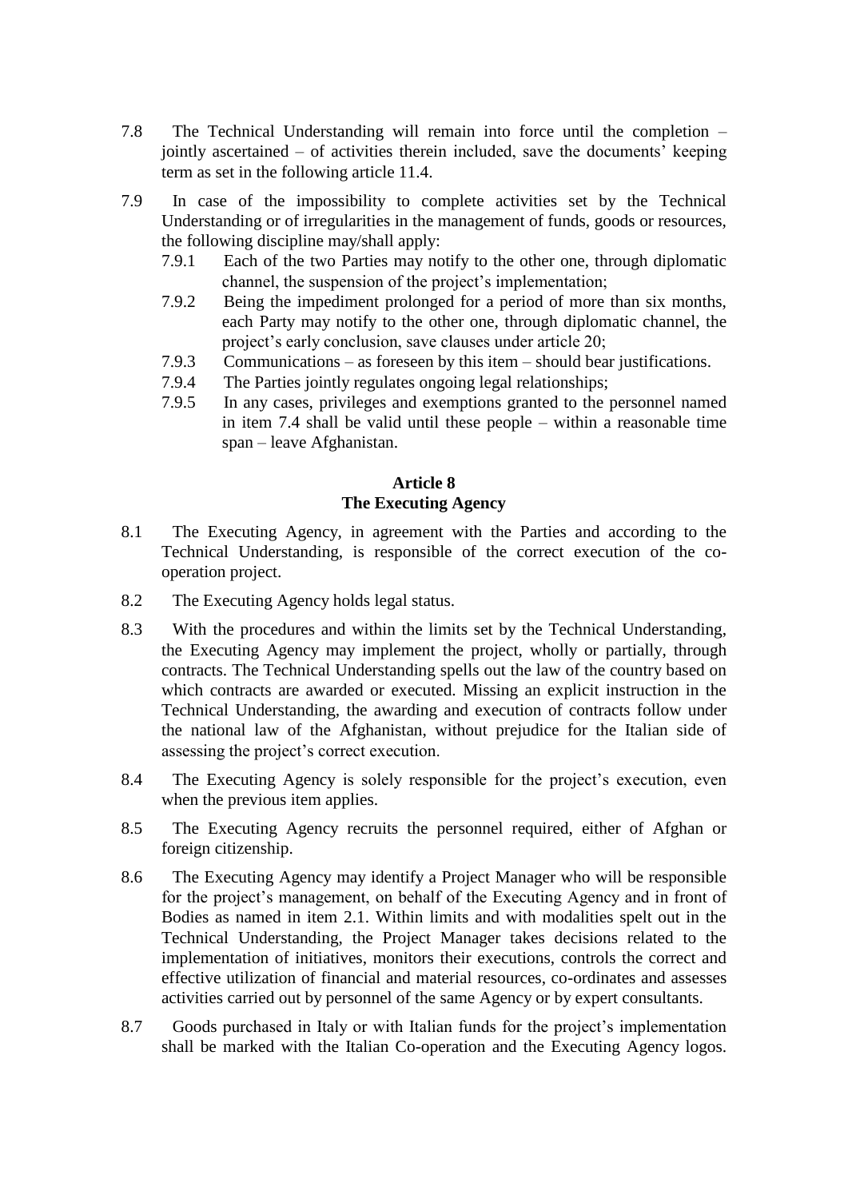7.8 The Technical Understanding will remain into force until the completion – jointly ascertained – of activities therein included, save the documents' keeping term as set in the following article 11.4.

7.9 In case of the impossibility to complete activities set by the Technical Understanding or of irregularities in the management of funds, goods or resources, the following discipline may/shall apply:

- 7.9.1 Each of the two Parties may notify to the other one, through diplomatic channel, the suspension of the project's implementation;
- 7.9.2 Being the impediment prolonged for a period of more than six months, each Party may notify to the other one, through diplomatic channel, the project's early conclusion, save clauses under article 20;
- 7.9.3 Communications – as foreseen by this item – should bear justifications.
- 7.9.4 The Parties jointly regulates ongoing legal relationships;
- 7.9.5 In any cases, privileges and exemptions granted to the personnel named in item 7.4 shall be valid until these people – within a reasonable time span – leave Afghanistan.

## Article 8
## The Executing Agency

8.1 The Executing Agency, in agreement with the Parties and according to the Technical Understanding, is responsible of the correct execution of the co-operation project.

8.2 The Executing Agency holds legal status.

8.3 With the procedures and within the limits set by the Technical Understanding, the Executing Agency may implement the project, wholly or partially, through contracts. The Technical Understanding spells out the law of the country based on which contracts are awarded or executed. Missing an explicit instruction in the Technical Understanding, the awarding and execution of contracts follow under the national law of the Afghanistan, without prejudice for the Italian side of assessing the project's correct execution.

8.4 The Executing Agency is solely responsible for the project's execution, even when the previous item applies.

8.5 The Executing Agency recruits the personnel required, either of Afghan or foreign citizenship.

8.6 The Executing Agency may identify a Project Manager who will be responsible for the project's management, on behalf of the Executing Agency and in front of Bodies as named in item 2.1. Within limits and with modalities spelt out in the Technical Understanding, the Project Manager takes decisions related to the implementation of initiatives, monitors their executions, controls the correct and effective utilization of financial and material resources, co-ordinates and assesses activities carried out by personnel of the same Agency or by expert consultants.

8.7 Goods purchased in Italy or with Italian funds for the project's implementation shall be marked with the Italian Co-operation and the Executing Agency logos.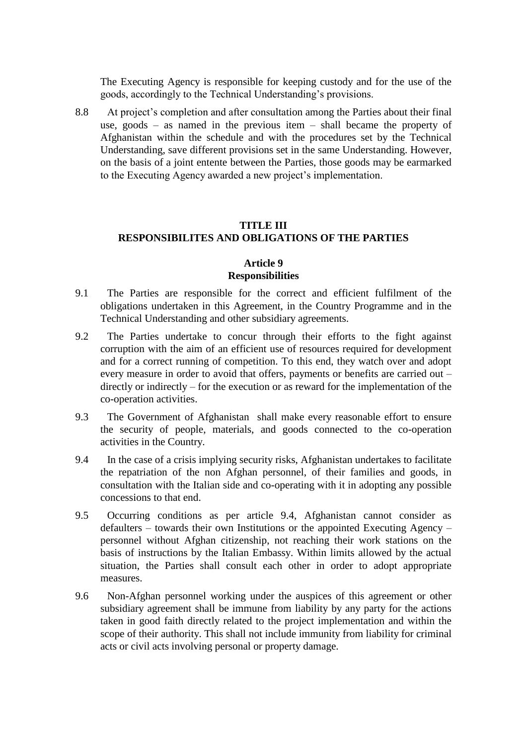The Executing Agency is responsible for keeping custody and for the use of the goods, accordingly to the Technical Understanding's provisions.

8.8 At project's completion and after consultation among the Parties about their final use, goods – as named in the previous item – shall became the property of Afghanistan within the schedule and with the procedures set by the Technical Understanding, save different provisions set in the same Understanding. However, on the basis of a joint entente between the Parties, those goods may be earmarked to the Executing Agency awarded a new project's implementation.

## TITLE III
## RESPONSIBILITES AND OBLIGATIONS OF THE PARTIES

### Article 9
### Responsibilities

9.1 The Parties are responsible for the correct and efficient fulfilment of the obligations undertaken in this Agreement, in the Country Programme and in the Technical Understanding and other subsidiary agreements.

9.2 The Parties undertake to concur through their efforts to the fight against corruption with the aim of an efficient use of resources required for development and for a correct running of competition. To this end, they watch over and adopt every measure in order to avoid that offers, payments or benefits are carried out – directly or indirectly – for the execution or as reward for the implementation of the co-operation activities.

9.3 The Government of Afghanistan shall make every reasonable effort to ensure the security of people, materials, and goods connected to the co-operation activities in the Country.

9.4 In the case of a crisis implying security risks, Afghanistan undertakes to facilitate the repatriation of the non Afghan personnel, of their families and goods, in consultation with the Italian side and co-operating with it in adopting any possible concessions to that end.

9.5 Occurring conditions as per article 9.4, Afghanistan cannot consider as defaulters – towards their own Institutions or the appointed Executing Agency – personnel without Afghan citizenship, not reaching their work stations on the basis of instructions by the Italian Embassy. Within limits allowed by the actual situation, the Parties shall consult each other in order to adopt appropriate measures.

9.6 Non-Afghan personnel working under the auspices of this agreement or other subsidiary agreement shall be immune from liability by any party for the actions taken in good faith directly related to the project implementation and within the scope of their authority. This shall not include immunity from liability for criminal acts or civil acts involving personal or property damage.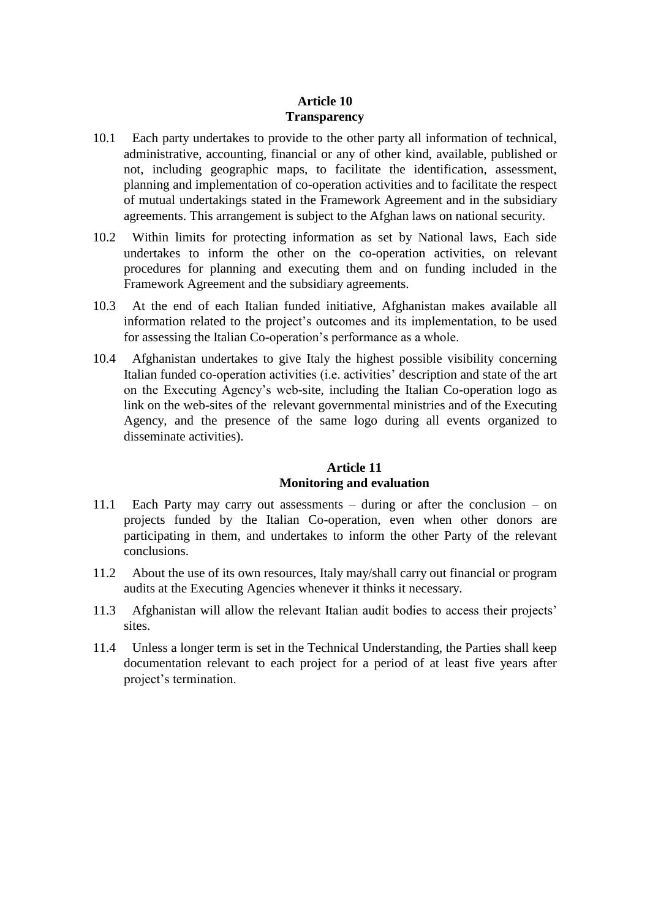## Article 10
## Transparency

10.1 Each party undertakes to provide to the other party all information of technical, administrative, accounting, financial or any of other kind, available, published or not, including geographic maps, to facilitate the identification, assessment, planning and implementation of co-operation activities and to facilitate the respect of mutual undertakings stated in the Framework Agreement and in the subsidiary agreements. This arrangement is subject to the Afghan laws on national security.

10.2 Within limits for protecting information as set by National laws, Each side undertakes to inform the other on the co-operation activities, on relevant procedures for planning and executing them and on funding included in the Framework Agreement and the subsidiary agreements.

10.3 At the end of each Italian funded initiative, Afghanistan makes available all information related to the project's outcomes and its implementation, to be used for assessing the Italian Co-operation's performance as a whole.

10.4 Afghanistan undertakes to give Italy the highest possible visibility concerning Italian funded co-operation activities (i.e. activities' description and state of the art on the Executing Agency's web-site, including the Italian Co-operation logo as link on the web-sites of the relevant governmental ministries and of the Executing Agency, and the presence of the same logo during all events organized to disseminate activities).

## Article 11
## Monitoring and evaluation

11.1 Each Party may carry out assessments – during or after the conclusion – on projects funded by the Italian Co-operation, even when other donors are participating in them, and undertakes to inform the other Party of the relevant conclusions.

11.2 About the use of its own resources, Italy may/shall carry out financial or program audits at the Executing Agencies whenever it thinks it necessary.

11.3 Afghanistan will allow the relevant Italian audit bodies to access their projects' sites.

11.4 Unless a longer term is set in the Technical Understanding, the Parties shall keep documentation relevant to each project for a period of at least five years after project's termination.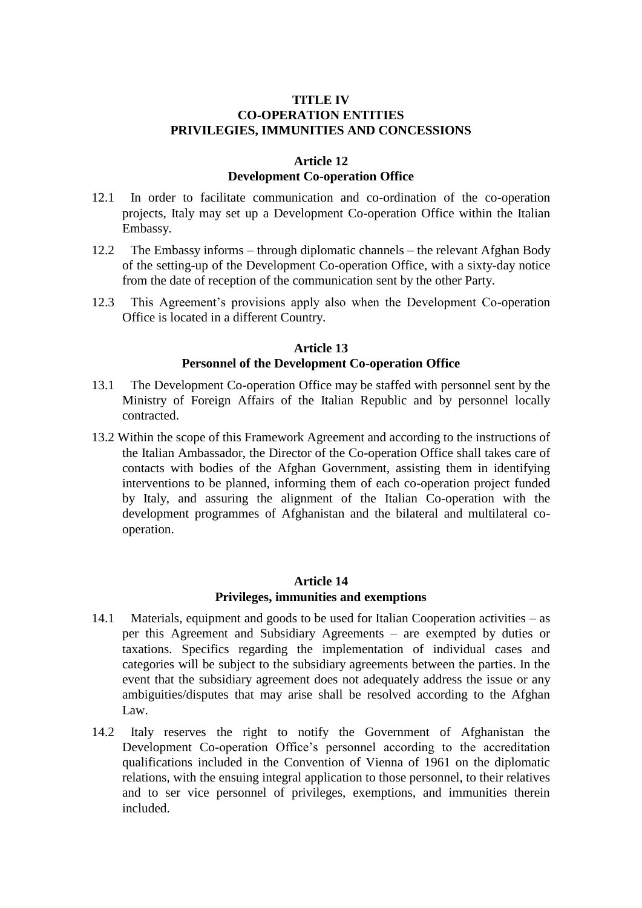**TITLE IV**
**CO-OPERATION ENTITIES**
**PRIVILEGIES, IMMUNITIES AND CONCESSIONS**

**Article 12**
**Development Co-operation Office**

12.1 In order to facilitate communication and co-ordination of the co-operation projects, Italy may set up a Development Co-operation Office within the Italian Embassy.

12.2 The Embassy informs – through diplomatic channels – the relevant Afghan Body of the setting-up of the Development Co-operation Office, with a sixty-day notice from the date of reception of the communication sent by the other Party.

12.3 This Agreement's provisions apply also when the Development Co-operation Office is located in a different Country.

**Article 13**
**Personnel of the Development Co-operation Office**

13.1 The Development Co-operation Office may be staffed with personnel sent by the Ministry of Foreign Affairs of the Italian Republic and by personnel locally contracted.

13.2 Within the scope of this Framework Agreement and according to the instructions of the Italian Ambassador, the Director of the Co-operation Office shall takes care of contacts with bodies of the Afghan Government, assisting them in identifying interventions to be planned, informing them of each co-operation project funded by Italy, and assuring the alignment of the Italian Co-operation with the development programmes of Afghanistan and the bilateral and multilateral co-operation.

**Article 14**
**Privileges, immunities and exemptions**

14.1 Materials, equipment and goods to be used for Italian Cooperation activities – as per this Agreement and Subsidiary Agreements – are exempted by duties or taxations. Specifics regarding the implementation of individual cases and categories will be subject to the subsidiary agreements between the parties. In the event that the subsidiary agreement does not adequately address the issue or any ambiguities/disputes that may arise shall be resolved according to the Afghan Law.

14.2 Italy reserves the right to notify the Government of Afghanistan the Development Co-operation Office's personnel according to the accreditation qualifications included in the Convention of Vienna of 1961 on the diplomatic relations, with the ensuing integral application to those personnel, to their relatives and to ser vice personnel of privileges, exemptions, and immunities therein included.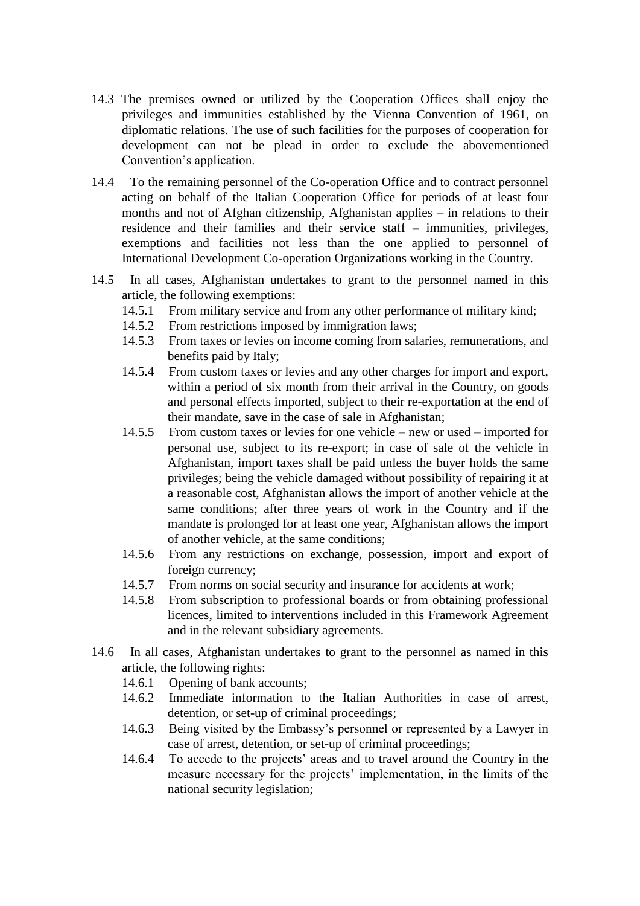14.3 The premises owned or utilized by the Cooperation Offices shall enjoy the privileges and immunities established by the Vienna Convention of 1961, on diplomatic relations. The use of such facilities for the purposes of cooperation for development can not be plead in order to exclude the abovementioned Convention's application.

14.4 To the remaining personnel of the Co-operation Office and to contract personnel acting on behalf of the Italian Cooperation Office for periods of at least four months and not of Afghan citizenship, Afghanistan applies – in relations to their residence and their families and their service staff – immunities, privileges, exemptions and facilities not less than the one applied to personnel of International Development Co-operation Organizations working in the Country.

14.5 In all cases, Afghanistan undertakes to grant to the personnel named in this article, the following exemptions:

- 14.5.1 From military service and from any other performance of military kind;
- 14.5.2 From restrictions imposed by immigration laws;
- 14.5.3 From taxes or levies on income coming from salaries, remunerations, and benefits paid by Italy;
- 14.5.4 From custom taxes or levies and any other charges for import and export, within a period of six month from their arrival in the Country, on goods and personal effects imported, subject to their re-exportation at the end of their mandate, save in the case of sale in Afghanistan;
- 14.5.5 From custom taxes or levies for one vehicle – new or used – imported for personal use, subject to its re-export; in case of sale of the vehicle in Afghanistan, import taxes shall be paid unless the buyer holds the same privileges; being the vehicle damaged without possibility of repairing it at a reasonable cost, Afghanistan allows the import of another vehicle at the same conditions; after three years of work in the Country and if the mandate is prolonged for at least one year, Afghanistan allows the import of another vehicle, at the same conditions;
- 14.5.6 From any restrictions on exchange, possession, import and export of foreign currency;
- 14.5.7 From norms on social security and insurance for accidents at work;
- 14.5.8 From subscription to professional boards or from obtaining professional licences, limited to interventions included in this Framework Agreement and in the relevant subsidiary agreements.

14.6 In all cases, Afghanistan undertakes to grant to the personnel as named in this article, the following rights:

- 14.6.1 Opening of bank accounts;
- 14.6.2 Immediate information to the Italian Authorities in case of arrest, detention, or set-up of criminal proceedings;
- 14.6.3 Being visited by the Embassy's personnel or represented by a Lawyer in case of arrest, detention, or set-up of criminal proceedings;
- 14.6.4 To accede to the projects' areas and to travel around the Country in the measure necessary for the projects' implementation, in the limits of the national security legislation;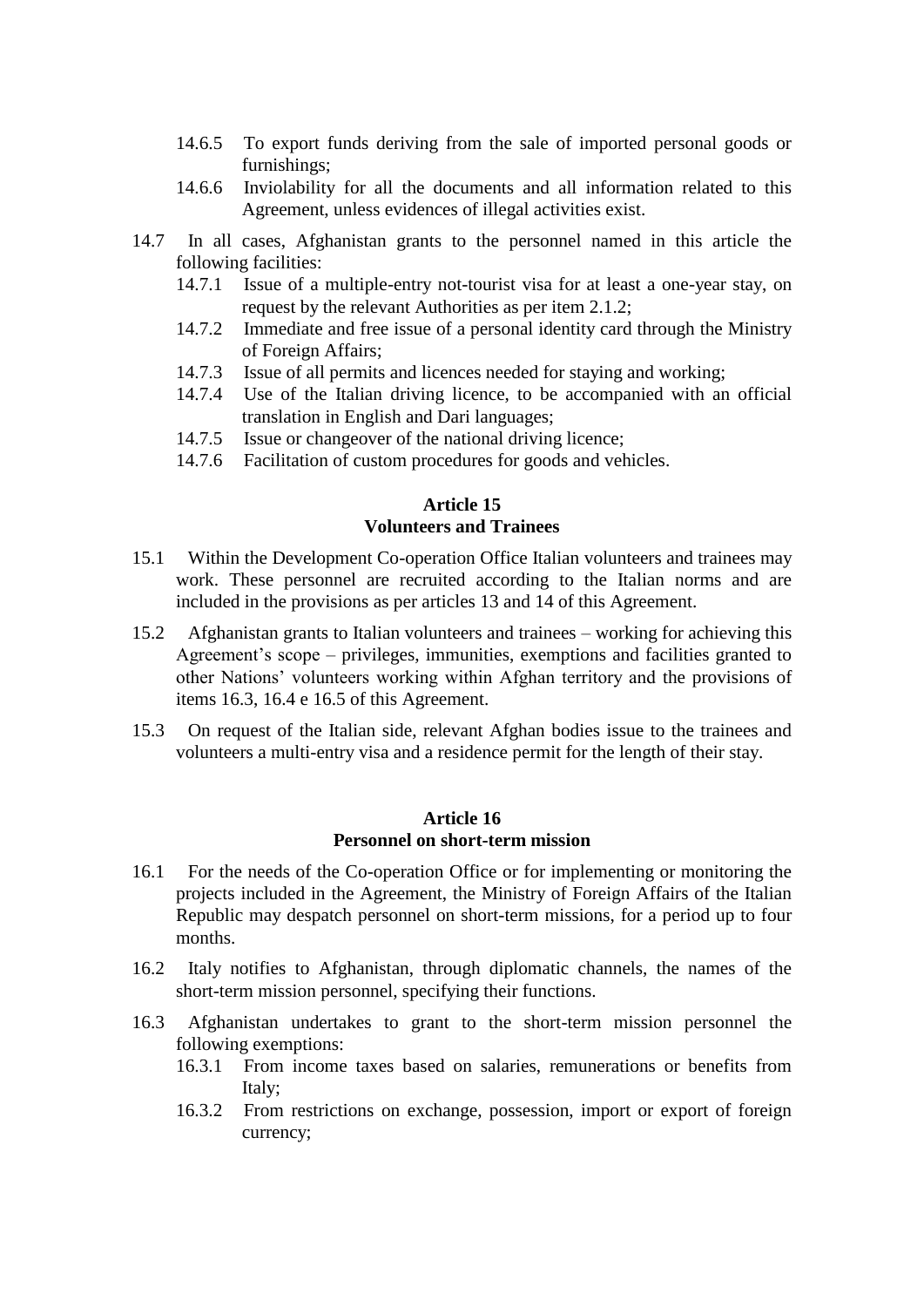- 14.6.5 To export funds deriving from the sale of imported personal goods or furnishings;
- 14.6.6 Inviolability for all the documents and all information related to this Agreement, unless evidences of illegal activities exist.

14.7 In all cases, Afghanistan grants to the personnel named in this article the following facilities:

- 14.7.1 Issue of a multiple-entry not-tourist visa for at least a one-year stay, on request by the relevant Authorities as per item 2.1.2;
- 14.7.2 Immediate and free issue of a personal identity card through the Ministry of Foreign Affairs;
- 14.7.3 Issue of all permits and licences needed for staying and working;
- 14.7.4 Use of the Italian driving licence, to be accompanied with an official translation in English and Dari languages;
- 14.7.5 Issue or changeover of the national driving licence;
- 14.7.6 Facilitation of custom procedures for goods and vehicles.

## Article 15
## Volunteers and Trainees

15.1 Within the Development Co-operation Office Italian volunteers and trainees may work. These personnel are recruited according to the Italian norms and are included in the provisions as per articles 13 and 14 of this Agreement.

15.2 Afghanistan grants to Italian volunteers and trainees – working for achieving this Agreement's scope – privileges, immunities, exemptions and facilities granted to other Nations' volunteers working within Afghan territory and the provisions of items 16.3, 16.4 e 16.5 of this Agreement.

15.3 On request of the Italian side, relevant Afghan bodies issue to the trainees and volunteers a multi-entry visa and a residence permit for the length of their stay.

## Article 16
## Personnel on short-term mission

16.1 For the needs of the Co-operation Office or for implementing or monitoring the projects included in the Agreement, the Ministry of Foreign Affairs of the Italian Republic may despatch personnel on short-term missions, for a period up to four months.

16.2 Italy notifies to Afghanistan, through diplomatic channels, the names of the short-term mission personnel, specifying their functions.

16.3 Afghanistan undertakes to grant to the short-term mission personnel the following exemptions:

- 16.3.1 From income taxes based on salaries, remunerations or benefits from Italy;
- 16.3.2 From restrictions on exchange, possession, import or export of foreign currency;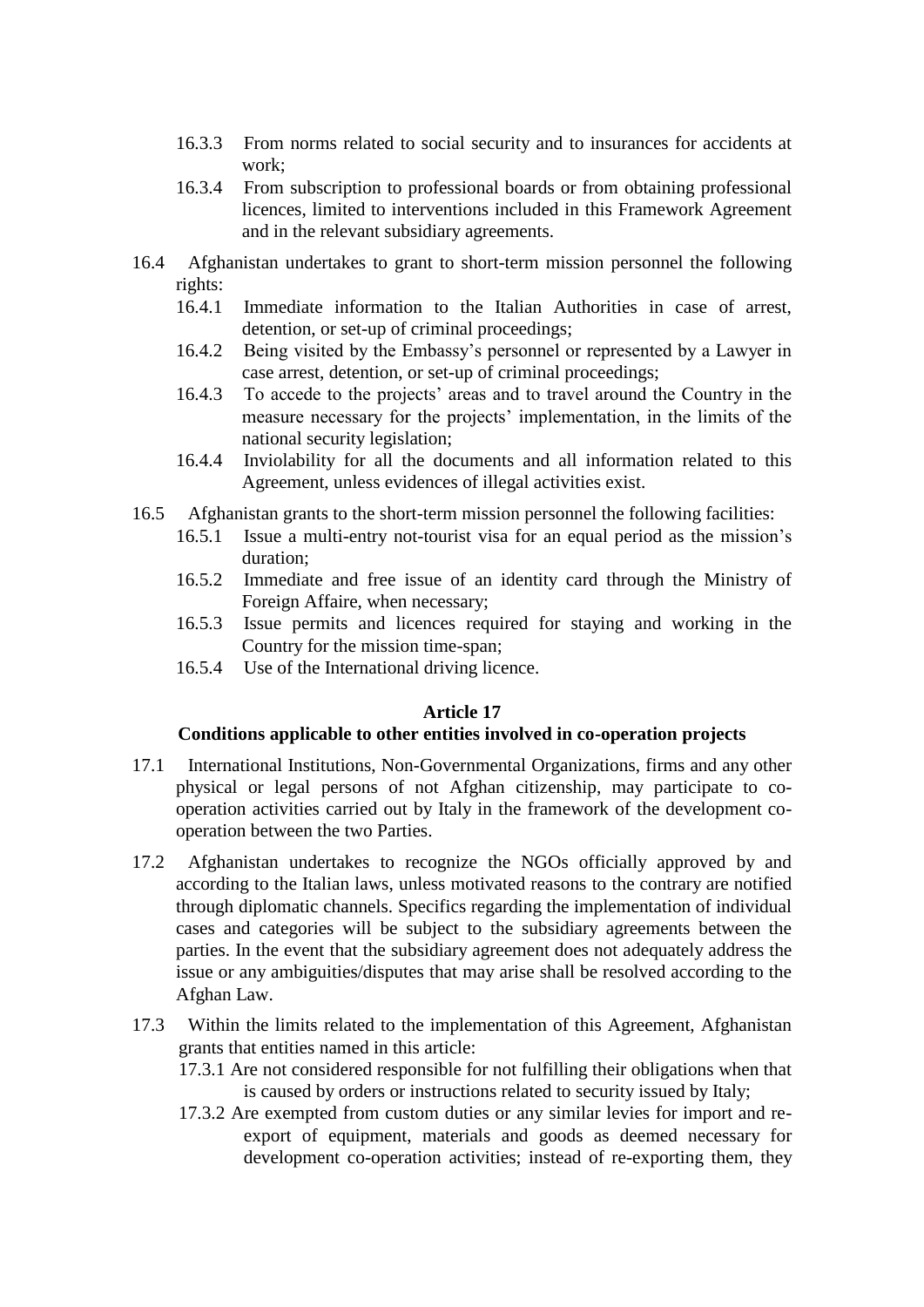16.3.3 From norms related to social security and to insurances for accidents at work;

16.3.4 From subscription to professional boards or from obtaining professional licences, limited to interventions included in this Framework Agreement and in the relevant subsidiary agreements.

16.4 Afghanistan undertakes to grant to short-term mission personnel the following rights:

16.4.1 Immediate information to the Italian Authorities in case of arrest, detention, or set-up of criminal proceedings;

16.4.2 Being visited by the Embassy's personnel or represented by a Lawyer in case arrest, detention, or set-up of criminal proceedings;

16.4.3 To accede to the projects' areas and to travel around the Country in the measure necessary for the projects' implementation, in the limits of the national security legislation;

16.4.4 Inviolability for all the documents and all information related to this Agreement, unless evidences of illegal activities exist.

16.5 Afghanistan grants to the short-term mission personnel the following facilities:

16.5.1 Issue a multi-entry not-tourist visa for an equal period as the mission's duration;

16.5.2 Immediate and free issue of an identity card through the Ministry of Foreign Affaire, when necessary;

16.5.3 Issue permits and licences required for staying and working in the Country for the mission time-span;

16.5.4 Use of the International driving licence.

**Article 17**

**Conditions applicable to other entities involved in co-operation projects**

17.1 International Institutions, Non-Governmental Organizations, firms and any other physical or legal persons of not Afghan citizenship, may participate to co-operation activities carried out by Italy in the framework of the development co-operation between the two Parties.

17.2 Afghanistan undertakes to recognize the NGOs officially approved by and according to the Italian laws, unless motivated reasons to the contrary are notified through diplomatic channels. Specifics regarding the implementation of individual cases and categories will be subject to the subsidiary agreements between the parties. In the event that the subsidiary agreement does not adequately address the issue or any ambiguities/disputes that may arise shall be resolved according to the Afghan Law.

17.3 Within the limits related to the implementation of this Agreement, Afghanistan grants that entities named in this article:

17.3.1 Are not considered responsible for not fulfilling their obligations when that is caused by orders or instructions related to security issued by Italy;

17.3.2 Are exempted from custom duties or any similar levies for import and re-export of equipment, materials and goods as deemed necessary for development co-operation activities; instead of re-exporting them, they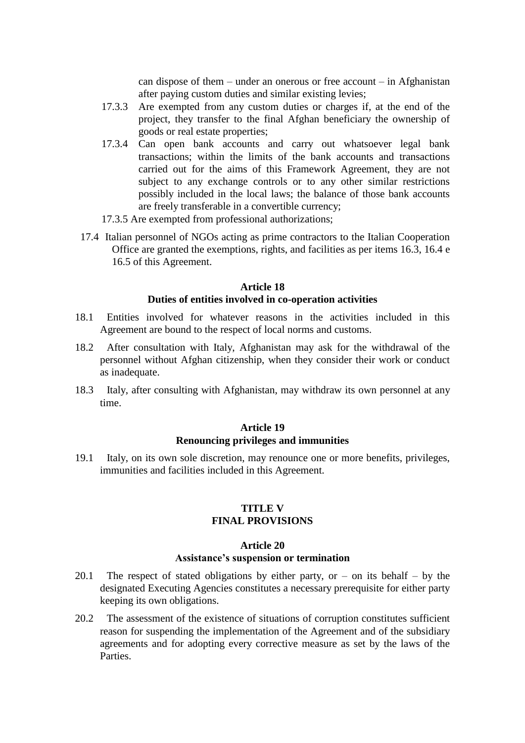can dispose of them – under an onerous or free account – in Afghanistan after paying custom duties and similar existing levies;

17.3.3 Are exempted from any custom duties or charges if, at the end of the project, they transfer to the final Afghan beneficiary the ownership of goods or real estate properties;

17.3.4 Can open bank accounts and carry out whatsoever legal bank transactions; within the limits of the bank accounts and transactions carried out for the aims of this Framework Agreement, they are not subject to any exchange controls or to any other similar restrictions possibly included in the local laws; the balance of those bank accounts are freely transferable in a convertible currency;

17.3.5 Are exempted from professional authorizations;

17.4 Italian personnel of NGOs acting as prime contractors to the Italian Cooperation Office are granted the exemptions, rights, and facilities as per items 16.3, 16.4 e 16.5 of this Agreement.

### Article 18
### Duties of entities involved in co-operation activities

18.1 Entities involved for whatever reasons in the activities included in this Agreement are bound to the respect of local norms and customs.

18.2 After consultation with Italy, Afghanistan may ask for the withdrawal of the personnel without Afghan citizenship, when they consider their work or conduct as inadequate.

18.3 Italy, after consulting with Afghanistan, may withdraw its own personnel at any time.

### Article 19
### Renouncing privileges and immunities

19.1 Italy, on its own sole discretion, may renounce one or more benefits, privileges, immunities and facilities included in this Agreement.

## TITLE V
## FINAL PROVISIONS

### Article 20
### Assistance's suspension or termination

20.1 The respect of stated obligations by either party, or – on its behalf – by the designated Executing Agencies constitutes a necessary prerequisite for either party keeping its own obligations.

20.2 The assessment of the existence of situations of corruption constitutes sufficient reason for suspending the implementation of the Agreement and of the subsidiary agreements and for adopting every corrective measure as set by the laws of the Parties.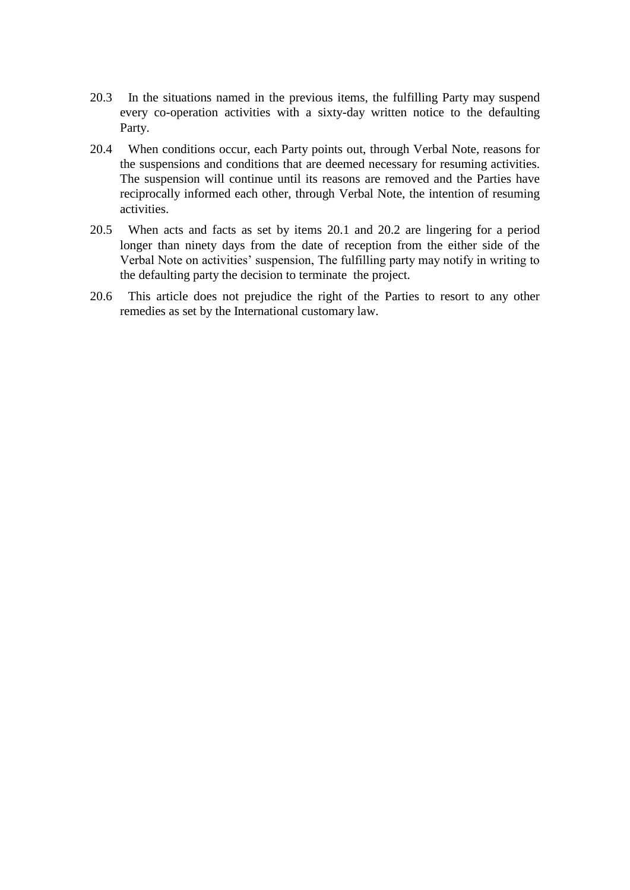20.3 In the situations named in the previous items, the fulfilling Party may suspend every co-operation activities with a sixty-day written notice to the defaulting Party.

20.4 When conditions occur, each Party points out, through Verbal Note, reasons for the suspensions and conditions that are deemed necessary for resuming activities. The suspension will continue until its reasons are removed and the Parties have reciprocally informed each other, through Verbal Note, the intention of resuming activities.

20.5 When acts and facts as set by items 20.1 and 20.2 are lingering for a period longer than ninety days from the date of reception from the either side of the Verbal Note on activities' suspension, The fulfilling party may notify in writing to the defaulting party the decision to terminate the project.

20.6 This article does not prejudice the right of the Parties to resort to any other remedies as set by the International customary law.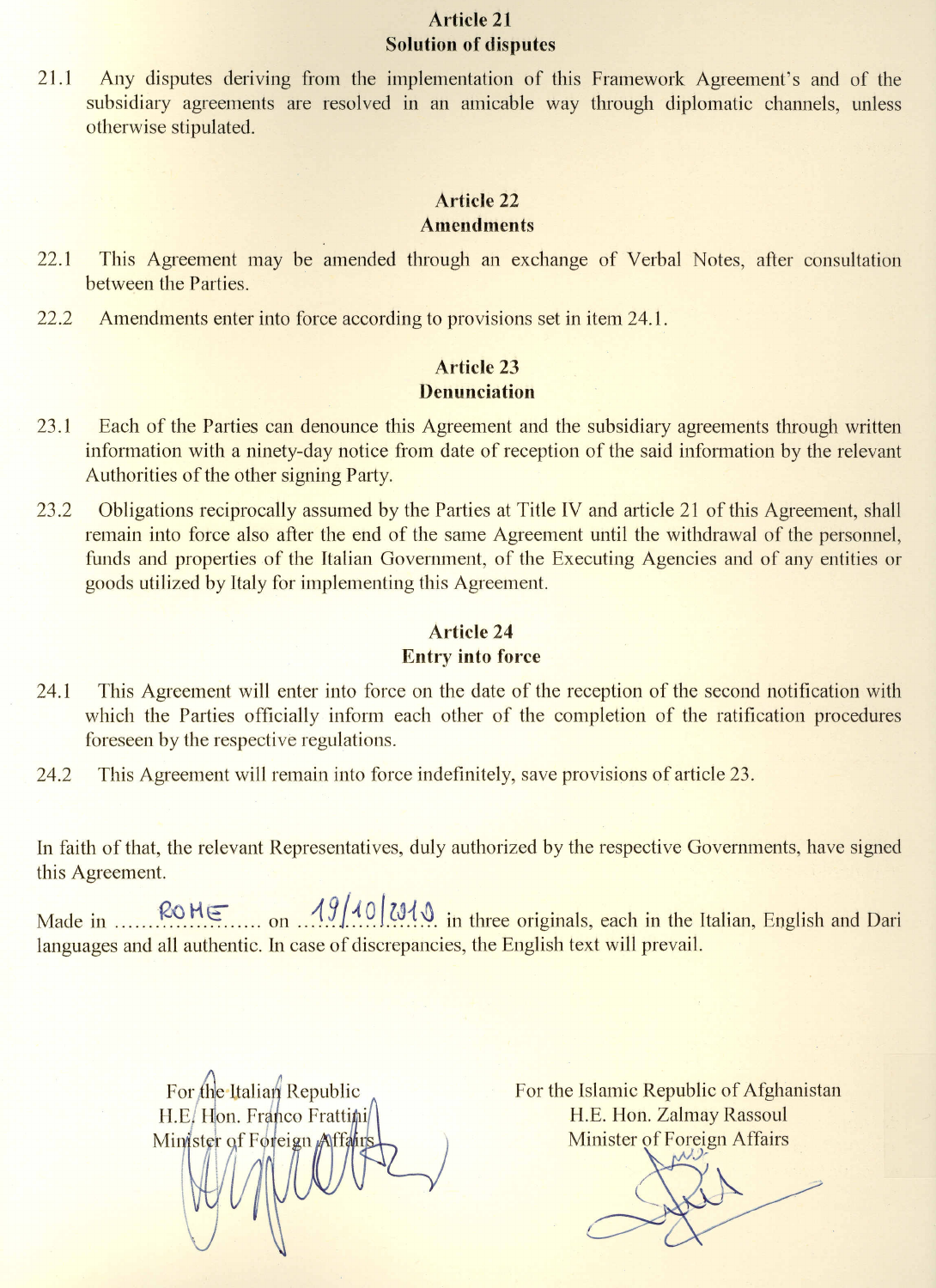## Article 21
## Solution of disputes

21.1 Any disputes deriving from the implementation of this Framework Agreement's and of the subsidiary agreements are resolved in an amicable way through diplomatic channels, unless otherwise stipulated.

## Article 22
## Amendments

22.1 This Agreement may be amended through an exchange of Verbal Notes, after consultation between the Parties.

22.2 Amendments enter into force according to provisions set in item 24.1.

## Article 23
## Denunciation

23.1 Each of the Parties can denounce this Agreement and the subsidiary agreements through written information with a ninety-day notice from date of reception of the said information by the relevant Authorities of the other signing Party.

23.2 Obligations reciprocally assumed by the Parties at Title IV and article 21 of this Agreement, shall remain into force also after the end of the same Agreement until the withdrawal of the personnel, funds and properties of the Italian Government, of the Executing Agencies and of any entities or goods utilized by Italy for implementing this Agreement.

## Article 24
## Entry into force

24.1 This Agreement will enter into force on the date of the reception of the second notification with which the Parties officially inform each other of the completion of the ratification procedures foreseen by the respective regulations.

24.2 This Agreement will remain into force indefinitely, save provisions of article 23.

In faith of that, the relevant Representatives, duly authorized by the respective Governments, have signed this Agreement.

Made in ......ROME...... on ...19/10/2010... in three originals, each in the Italian, English and Dari languages and all authentic. In case of discrepancies, the English text will prevail.

For the Italian Republic
H.E. Hon. Franco Frattini
Minister of Foreign Affairs

For the Islamic Republic of Afghanistan
H.E. Hon. Zalmay Rassoul
Minister of Foreign Affairs